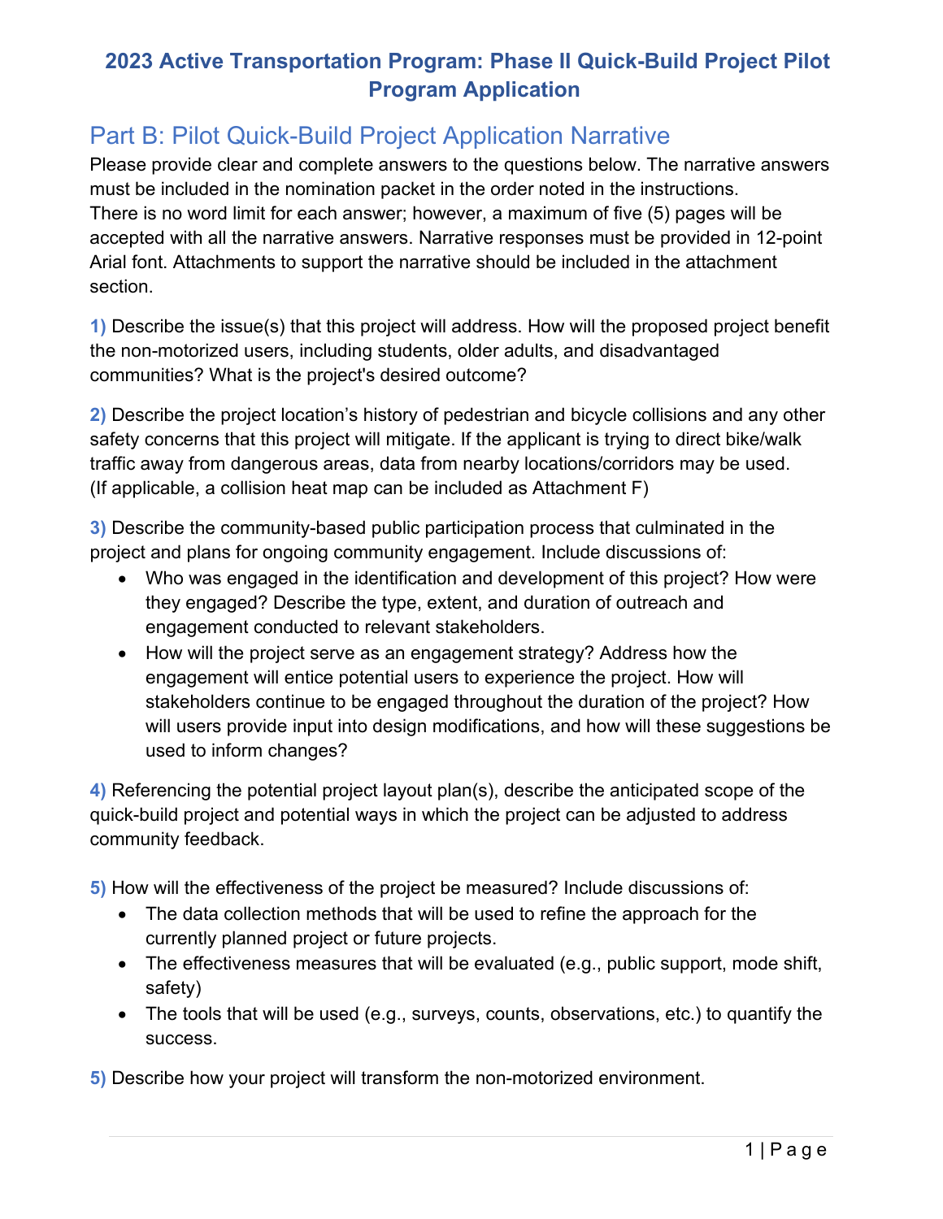# 2023 Active Transportation Program: Phase II Quick-Build Project Pilot Program Application

## Part B: Pilot Quick-Build Project Application Narrative

Please provide clear and complete answers to the questions below. The narrative answers must be included in the nomination packet in the order noted in the instructions. There is no word limit for each answer; however, a maximum of five (5) pages will be accepted with all the narrative answers. Narrative responses must be provided in 12-point Arial font. Attachments to support the narrative should be included in the attachment section.

**1)** Describe the issue(s) that this project will address. How will the proposed project benefit the non-motorized users, including students, older adults, and disadvantaged communities? What is the project's desired outcome?

**2)** Describe the project location's history of pedestrian and bicycle collisions and any other safety concerns that this project will mitigate. If the applicant is trying to direct bike/walk traffic away from dangerous areas, data from nearby locations/corridors may be used. (If applicable, a collision heat map can be included as Attachment F)

**3)** Describe the community-based public participation process that culminated in the project and plans for ongoing community engagement. Include discussions of:

- Who was engaged in the identification and development of this project? How were they engaged? Describe the type, extent, and duration of outreach and engagement conducted to relevant stakeholders.
- How will the project serve as an engagement strategy? Address how the engagement will entice potential users to experience the project. How will stakeholders continue to be engaged throughout the duration of the project? How will users provide input into design modifications, and how will these suggestions be used to inform changes?

**4)** Referencing the potential project layout plan(s), describe the anticipated scope of the quick-build project and potential ways in which the project can be adjusted to address community feedback.

**5)** How will the effectiveness of the project be measured? Include discussions of:

- The data collection methods that will be used to refine the approach for the currently planned project or future projects.
- The effectiveness measures that will be evaluated (e.g., public support, mode shift, safety)
- The tools that will be used (e.g., surveys, counts, observations, etc.) to quantify the success.

**5)** Describe how your project will transform the non-motorized environment.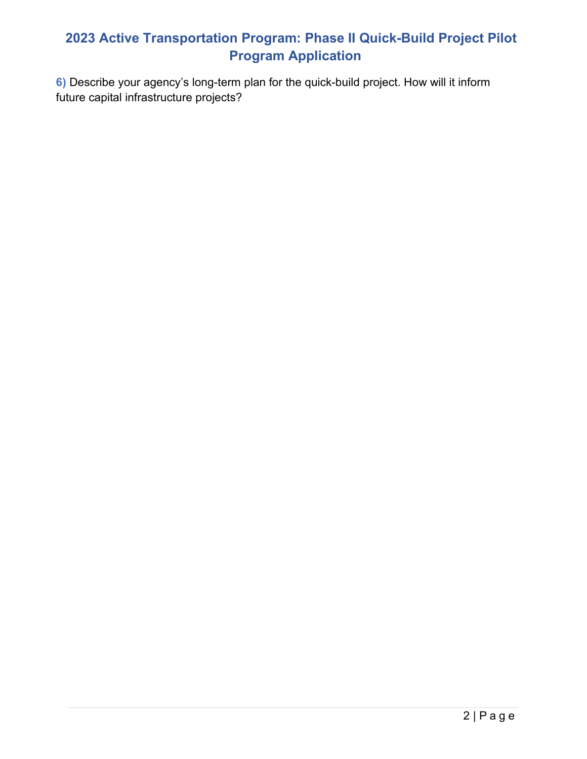# 2023 Active Transportation Program: Phase II Quick-Build Project Pilot Program Application

**6)** Describe your agency's long-term plan for the quick-build project. How will it inform future capital infrastructure projects?